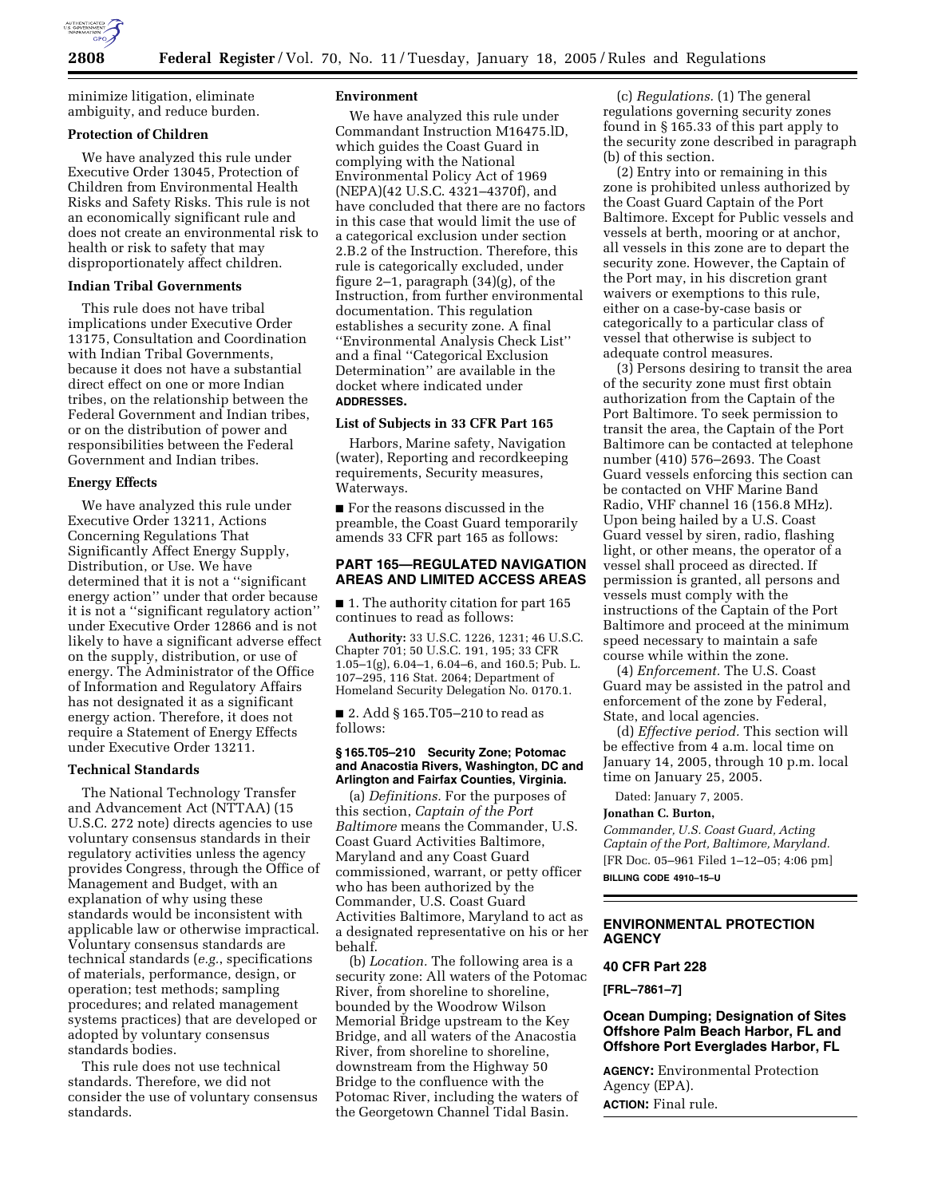minimize litigation, eliminate ambiguity, and reduce burden.

**Protection of Children**

We have analyzed this rule under Executive Order 13045, Protection of Children from Environmental Health Risks and Safety Risks. This rule is not an economically significant rule and does not create an environmental risk to health or risk to safety that may disproportionately affect children.

**Indian Tribal Governments**

This rule does not have tribal implications under Executive Order 13175, Consultation and Coordination with Indian Tribal Governments, because it does not have a substantial direct effect on one or more Indian tribes, on the relationship between the Federal Government and Indian tribes, or on the distribution of power and responsibilities between the Federal Government and Indian tribes.

**Energy Effects**

We have analyzed this rule under Executive Order 13211, Actions Concerning Regulations That Significantly Affect Energy Supply, Distribution, or Use. We have determined that it is not a ''significant energy action'' under that order because it is not a ''significant regulatory action'' under Executive Order 12866 and is not likely to have a significant adverse effect on the supply, distribution, or use of energy. The Administrator of the Office of Information and Regulatory Affairs has not designated it as a significant energy action. Therefore, it does not require a Statement of Energy Effects under Executive Order 13211.

**Technical Standards**

The National Technology Transfer and Advancement Act (NTTAA) (15 U.S.C. 272 note) directs agencies to use voluntary consensus standards in their regulatory activities unless the agency provides Congress, through the Office of Management and Budget, with an explanation of why using these standards would be inconsistent with applicable law or otherwise impractical. Voluntary consensus standards are technical standards (*e.g.*, specifications of materials, performance, design, or operation; test methods; sampling procedures; and related management systems practices) that are developed or adopted by voluntary consensus standards bodies.

This rule does not use technical standards. Therefore, we did not consider the use of voluntary consensus standards.

**Environment**

We have analyzed this rule under Commandant Instruction M16475.lD, which guides the Coast Guard in complying with the National Environmental Policy Act of 1969 (NEPA)(42 U.S.C. 4321–4370f), and have concluded that there are no factors in this case that would limit the use of a categorical exclusion under section 2.B.2 of the Instruction. Therefore, this rule is categorically excluded, under figure 2–1, paragraph (34)(g), of the Instruction, from further environmental documentation. This regulation establishes a security zone. A final ''Environmental Analysis Check List'' and a final ''Categorical Exclusion Determination'' are available in the docket where indicated under **ADDRESSES.**

**List of Subjects in 33 CFR Part 165**

Harbors, Marine safety, Navigation (water), Reporting and recordkeeping requirements, Security measures, Waterways.

■ For the reasons discussed in the preamble, the Coast Guard temporarily amends 33 CFR part 165 as follows:

## PART 165—REGULATED NAVIGATION AREAS AND LIMITED ACCESS AREAS

■ 1. The authority citation for part 165 continues to read as follows:

**Authority:** 33 U.S.C. 1226, 1231; 46 U.S.C. Chapter 701; 50 U.S.C. 191, 195; 33 CFR 1.05–1(g), 6.04–1, 6.04–6, and 160.5; Pub. L. 107–295, 116 Stat. 2064; Department of Homeland Security Delegation No. 0170.1.

■ 2. Add § 165.T05–210 to read as follows:

**§ 165.T05–210 Security Zone; Potomac and Anacostia Rivers, Washington, DC and Arlington and Fairfax Counties, Virginia.**

(a) *Definitions.* For the purposes of this section, *Captain of the Port Baltimore* means the Commander, U.S. Coast Guard Activities Baltimore, Maryland and any Coast Guard commissioned, warrant, or petty officer who has been authorized by the Commander, U.S. Coast Guard Activities Baltimore, Maryland to act as a designated representative on his or her behalf.

(b) *Location.* The following area is a security zone: All waters of the Potomac River, from shoreline to shoreline, bounded by the Woodrow Wilson Memorial Bridge upstream to the Key Bridge, and all waters of the Anacostia River, from shoreline to shoreline, downstream from the Highway 50 Bridge to the confluence with the Potomac River, including the waters of the Georgetown Channel Tidal Basin.

(c) *Regulations.* (1) The general regulations governing security zones found in § 165.33 of this part apply to the security zone described in paragraph (b) of this section.

(2) Entry into or remaining in this zone is prohibited unless authorized by the Coast Guard Captain of the Port Baltimore. Except for Public vessels and vessels at berth, mooring or at anchor, all vessels in this zone are to depart the security zone. However, the Captain of the Port may, in his discretion grant waivers or exemptions to this rule, either on a case-by-case basis or categorically to a particular class of vessel that otherwise is subject to adequate control measures.

(3) Persons desiring to transit the area of the security zone must first obtain authorization from the Captain of the Port Baltimore. To seek permission to transit the area, the Captain of the Port Baltimore can be contacted at telephone number (410) 576–2693. The Coast Guard vessels enforcing this section can be contacted on VHF Marine Band Radio, VHF channel 16 (156.8 MHz). Upon being hailed by a U.S. Coast Guard vessel by siren, radio, flashing light, or other means, the operator of a vessel shall proceed as directed. If permission is granted, all persons and vessels must comply with the instructions of the Captain of the Port Baltimore and proceed at the minimum speed necessary to maintain a safe course while within the zone.

(4) *Enforcement.* The U.S. Coast Guard may be assisted in the patrol and enforcement of the zone by Federal, State, and local agencies.

(d) *Effective period.* This section will be effective from 4 a.m. local time on January 14, 2005, through 10 p.m. local time on January 25, 2005.

Dated: January 7, 2005.

**Jonathan C. Burton,**

*Commander, U.S. Coast Guard, Acting Captain of the Port, Baltimore, Maryland.*

[FR Doc. 05–961 Filed 1–12–05; 4:06 pm]

**BILLING CODE 4910–15–U**

## ENVIRONMENTAL PROTECTION AGENCY

### 40 CFR Part 228

**[FRL–7861–7]**

### Ocean Dumping; Designation of Sites Offshore Palm Beach Harbor, FL and Offshore Port Everglades Harbor, FL

**AGENCY:** Environmental Protection Agency (EPA).

**ACTION:** Final rule.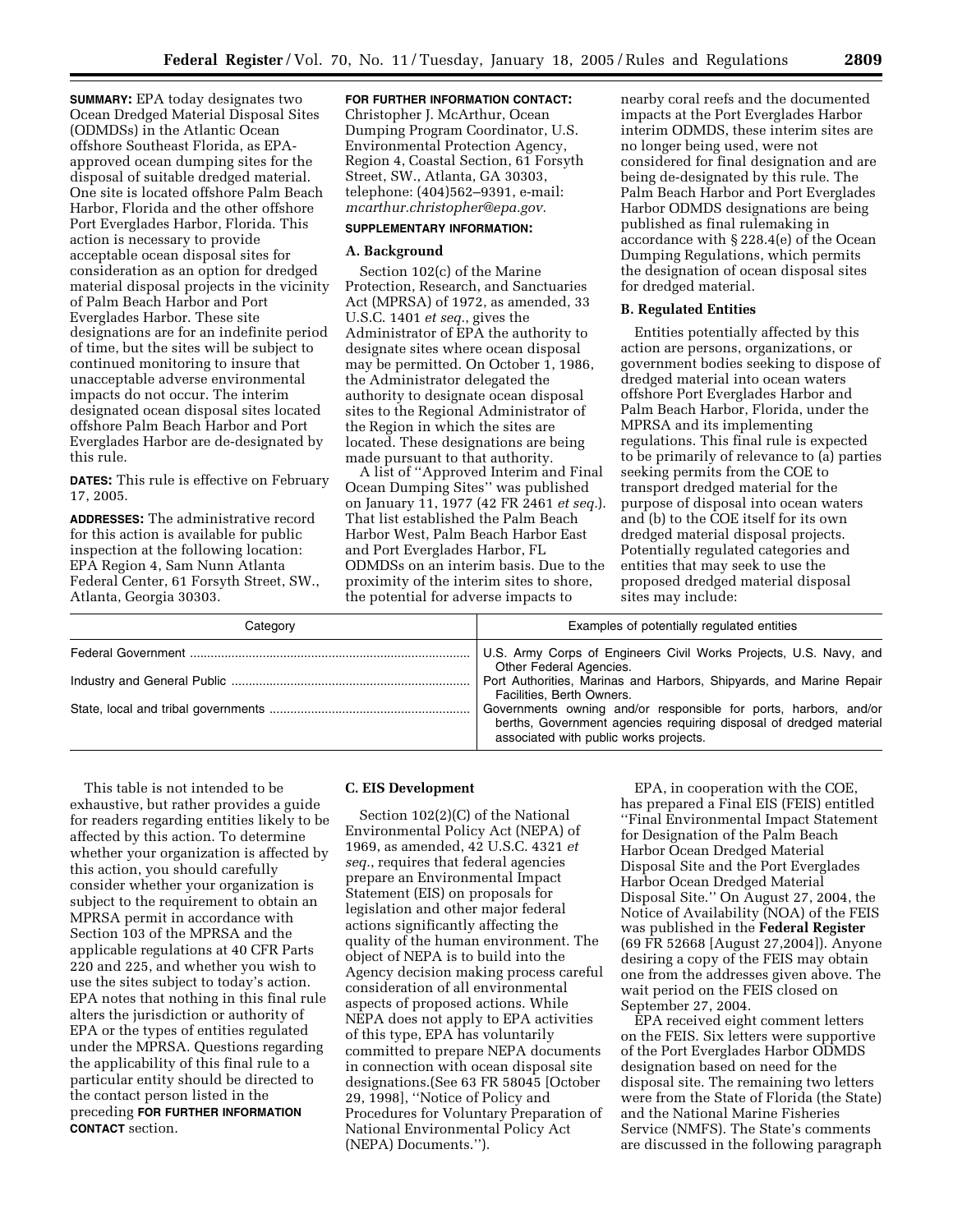**SUMMARY:** EPA today designates two Ocean Dredged Material Disposal Sites (ODMDSs) in the Atlantic Ocean offshore Southeast Florida, as EPA-approved ocean dumping sites for the disposal of suitable dredged material. One site is located offshore Palm Beach Harbor, Florida and the other offshore Port Everglades Harbor, Florida. This action is necessary to provide acceptable ocean disposal sites for consideration as an option for dredged material disposal projects in the vicinity of Palm Beach Harbor and Port Everglades Harbor. These site designations are for an indefinite period of time, but the sites will be subject to continued monitoring to insure that unacceptable adverse environmental impacts do not occur. The interim designated ocean disposal sites located offshore Palm Beach Harbor and Port Everglades Harbor are de-designated by this rule.

**DATES:** This rule is effective on February 17, 2005.

**ADDRESSES:** The administrative record for this action is available for public inspection at the following location: EPA Region 4, Sam Nunn Atlanta Federal Center, 61 Forsyth Street, SW., Atlanta, Georgia 30303.

**FOR FURTHER INFORMATION CONTACT:** Christopher J. McArthur, Ocean Dumping Program Coordinator, U.S. Environmental Protection Agency, Region 4, Coastal Section, 61 Forsyth Street, SW., Atlanta, GA 30303, telephone: (404)562–9391, e-mail: *mcarthur.christopher@epa.gov.*

**SUPPLEMENTARY INFORMATION:**

## A. Background

Section 102(c) of the Marine Protection, Research, and Sanctuaries Act (MPRSA) of 1972, as amended, 33 U.S.C. 1401 *et seq.*, gives the Administrator of EPA the authority to designate sites where ocean disposal may be permitted. On October 1, 1986, the Administrator delegated the authority to designate ocean disposal sites to the Regional Administrator of the Region in which the sites are located. These designations are being made pursuant to that authority.

A list of ''Approved Interim and Final Ocean Dumping Sites'' was published on January 11, 1977 (42 FR 2461 *et seq.*). That list established the Palm Beach Harbor West, Palm Beach Harbor East and Port Everglades Harbor, FL ODMDSs on an interim basis. Due to the proximity of the interim sites to shore, the potential for adverse impacts to nearby coral reefs and the documented impacts at the Port Everglades Harbor interim ODMDS, these interim sites are no longer being used, were not considered for final designation and are being de-designated by this rule. The Palm Beach Harbor and Port Everglades Harbor ODMDS designations are being published as final rulemaking in accordance with § 228.4(e) of the Ocean Dumping Regulations, which permits the designation of ocean disposal sites for dredged material.

## B. Regulated Entities

Entities potentially affected by this action are persons, organizations, or government bodies seeking to dispose of dredged material into ocean waters offshore Port Everglades Harbor and Palm Beach Harbor, Florida, under the MPRSA and its implementing regulations. This final rule is expected to be primarily of relevance to (a) parties seeking permits from the COE to transport dredged material for the purpose of disposal into ocean waters and (b) to the COE itself for its own dredged material disposal projects. Potentially regulated categories and entities that may seek to use the proposed dredged material disposal sites may include:

| Category | Examples of potentially regulated entities |
|---|---|
| Federal Government | U.S. Army Corps of Engineers Civil Works Projects, U.S. Navy, and Other Federal Agencies. |
| Industry and General Public | Port Authorities, Marinas and Harbors, Shipyards, and Marine Repair Facilities, Berth Owners. |
| State, local and tribal governments | Governments owning and/or responsible for ports, harbors, and/or berths, Government agencies requiring disposal of dredged material associated with public works projects. |

This table is not intended to be exhaustive, but rather provides a guide for readers regarding entities likely to be affected by this action. To determine whether your organization is affected by this action, you should carefully consider whether your organization is subject to the requirement to obtain an MPRSA permit in accordance with Section 103 of the MPRSA and the applicable regulations at 40 CFR Parts 220 and 225, and whether you wish to use the sites subject to today's action. EPA notes that nothing in this final rule alters the jurisdiction or authority of EPA or the types of entities regulated under the MPRSA. Questions regarding the applicability of this final rule to a particular entity should be directed to the contact person listed in the preceding **FOR FURTHER INFORMATION CONTACT** section.

## C. EIS Development

Section 102(2)(C) of the National Environmental Policy Act (NEPA) of 1969, as amended, 42 U.S.C. 4321 *et seq.*, requires that federal agencies prepare an Environmental Impact Statement (EIS) on proposals for legislation and other major federal actions significantly affecting the quality of the human environment. The object of NEPA is to build into the Agency decision making process careful consideration of all environmental aspects of proposed actions. While NEPA does not apply to EPA activities of this type, EPA has voluntarily committed to prepare NEPA documents in connection with ocean disposal site designations.(See 63 FR 58045 [October 29, 1998], ''Notice of Policy and Procedures for Voluntary Preparation of National Environmental Policy Act (NEPA) Documents.'').

EPA, in cooperation with the COE, has prepared a Final EIS (FEIS) entitled ''Final Environmental Impact Statement for Designation of the Palm Beach Harbor Ocean Dredged Material Disposal Site and the Port Everglades Harbor Ocean Dredged Material Disposal Site.'' On August 27, 2004, the Notice of Availability (NOA) of the FEIS was published in the **Federal Register** (69 FR 52668 [August 27,2004]). Anyone desiring a copy of the FEIS may obtain one from the addresses given above. The wait period on the FEIS closed on September 27, 2004.

EPA received eight comment letters on the FEIS. Six letters were supportive of the Port Everglades Harbor ODMDS designation based on need for the disposal site. The remaining two letters were from the State of Florida (the State) and the National Marine Fisheries Service (NMFS). The State's comments are discussed in the following paragraph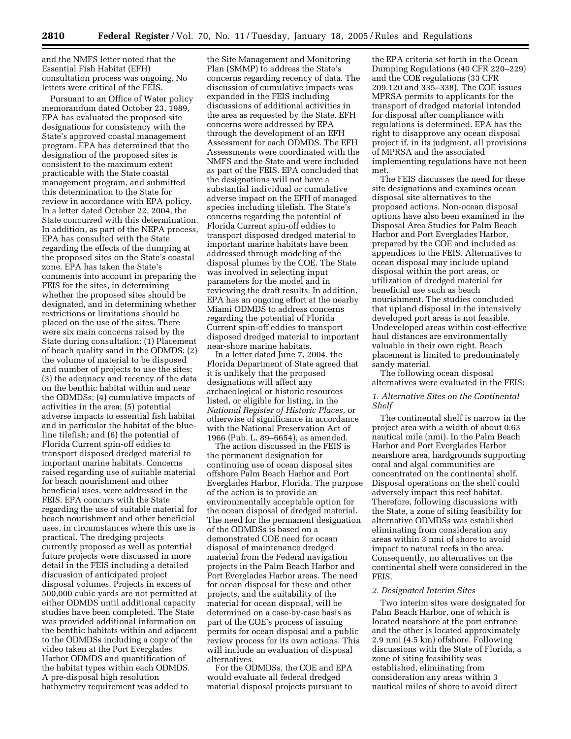and the NMFS letter noted that the Essential Fish Habitat (EFH) consultation process was ongoing. No letters were critical of the FEIS.

Pursuant to an Office of Water policy memorandum dated October 23, 1989, EPA has evaluated the proposed site designations for consistency with the State's approved coastal management program. EPA has determined that the designation of the proposed sites is consistent to the maximum extent practicable with the State coastal management program, and submitted this determination to the State for review in accordance with EPA policy. In a letter dated October 22, 2004, the State concurred with this determination. In addition, as part of the NEPA process, EPA has consulted with the State regarding the effects of the dumping at the proposed sites on the State's coastal zone. EPA has taken the State's comments into account in preparing the FEIS for the sites, in determining whether the proposed sites should be designated, and in determining whether restrictions or limitations should be placed on the use of the sites. There were six main concerns raised by the State during consultation: (1) Placement of beach quality sand in the ODMDS; (2) the volume of material to be disposed and number of projects to use the sites; (3) the adequacy and recency of the data on the benthic habitat within and near the ODMDSs; (4) cumulative impacts of activities in the area; (5) potential adverse impacts to essential fish habitat and in particular the habitat of the blue-line tilefish; and (6) the potential of Florida Current spin-off eddies to transport disposed dredged material to important marine habitats. Concerns raised regarding use of suitable material for beach nourishment and other beneficial uses, were addressed in the FEIS. EPA concurs with the State regarding the use of suitable material for beach nourishment and other beneficial uses, in circumstances where this use is practical. The dredging projects currently proposed as well as potential future projects were discussed in more detail in the FEIS including a detailed discussion of anticipated project disposal volumes. Projects in excess of 500,000 cubic yards are not permitted at either ODMDS until additional capacity studies have been completed. The State was provided additional information on the benthic habitats within and adjacent to the ODMDSs including a copy of the video taken at the Port Everglades Harbor ODMDS and quantification of the habitat types within each ODMDS. A pre-disposal high resolution bathymetry requirement was added to the Site Management and Monitoring Plan (SMMP) to address the State's concerns regarding recency of data. The discussion of cumulative impacts was expanded in the FEIS including discussions of additional activities in the area as requested by the State. EFH concerns were addressed by EPA through the development of an EFH Assessment for each ODMDS. The EFH Assessments were coordinated with the NMFS and the State and were included as part of the FEIS. EPA concluded that the designations will not have a substantial individual or cumulative adverse impact on the EFH of managed species including tilefish. The State's concerns regarding the potential of Florida Current spin-off eddies to transport disposed dredged material to important marine habitats have been addressed through modeling of the disposal plumes by the COE. The State was involved in selecting input parameters for the model and in reviewing the draft results. In addition, EPA has an ongoing effort at the nearby Miami ODMDS to address concerns regarding the potential of Florida Current spin-off eddies to transport disposed dredged material to important near-shore marine habitats.

In a letter dated June 7, 2004, the Florida Department of State agreed that it is unlikely that the proposed designations will affect any archaeological or historic resources listed, or eligible for listing, in the *National Register of Historic Places,* or otherwise of significance in accordance with the National Preservation Act of 1966 (Pub. L. 89–6654), as amended.

The action discussed in the FEIS is the permanent designation for continuing use of ocean disposal sites offshore Palm Beach Harbor and Port Everglades Harbor, Florida. The purpose of the action is to provide an environmentally acceptable option for the ocean disposal of dredged material. The need for the permanent designation of the ODMDSs is based on a demonstrated COE need for ocean disposal of maintenance dredged material from the Federal navigation projects in the Palm Beach Harbor and Port Everglades Harbor areas. The need for ocean disposal for these and other projects, and the suitability of the material for ocean disposal, will be determined on a case-by-case basis as part of the COE's process of issuing permits for ocean disposal and a public review process for its own actions. This will include an evaluation of disposal alternatives.

For the ODMDSs, the COE and EPA would evaluate all federal dredged material disposal projects pursuant to the EPA criteria set forth in the Ocean Dumping Regulations (40 CFR 220–229) and the COE regulations (33 CFR 209.120 and 335–338). The COE issues MPRSA permits to applicants for the transport of dredged material intended for disposal after compliance with regulations is determined. EPA has the right to disapprove any ocean disposal project if, in its judgment, all provisions of MPRSA and the associated implementing regulations have not been met.

The FEIS discusses the need for these site designations and examines ocean disposal site alternatives to the proposed actions. Non-ocean disposal options have also been examined in the Disposal Area Studies for Palm Beach Harbor and Port Everglades Harbor, prepared by the COE and included as appendices to the FEIS. Alternatives to ocean disposal may include upland disposal within the port areas, or utilization of dredged material for beneficial use such as beach nourishment. The studies concluded that upland disposal in the intensively developed port areas is not feasible. Undeveloped areas within cost-effective haul distances are environmentally valuable in their own right. Beach placement is limited to predominately sandy material.

The following ocean disposal alternatives were evaluated in the FEIS:

*1. Alternative Sites on the Continental Shelf*

The continental shelf is narrow in the project area with a width of about 0.63 nautical mile (nmi). In the Palm Beach Harbor and Port Everglades Harbor nearshore area, hardgrounds supporting coral and algal communities are concentrated on the continental shelf. Disposal operations on the shelf could adversely impact this reef habitat. Therefore, following discussions with the State, a zone of siting feasibility for alternative ODMDSs was established eliminating from consideration any areas within 3 nmi of shore to avoid impact to natural reefs in the area. Consequently, no alternatives on the continental shelf were considered in the FEIS.

*2. Designated Interim Sites*

Two interim sites were designated for Palm Beach Harbor, one of which is located nearshore at the port entrance and the other is located approximately 2.9 nmi (4.5 km) offshore. Following discussions with the State of Florida, a zone of siting feasibility was established, eliminating from consideration any areas within 3 nautical miles of shore to avoid direct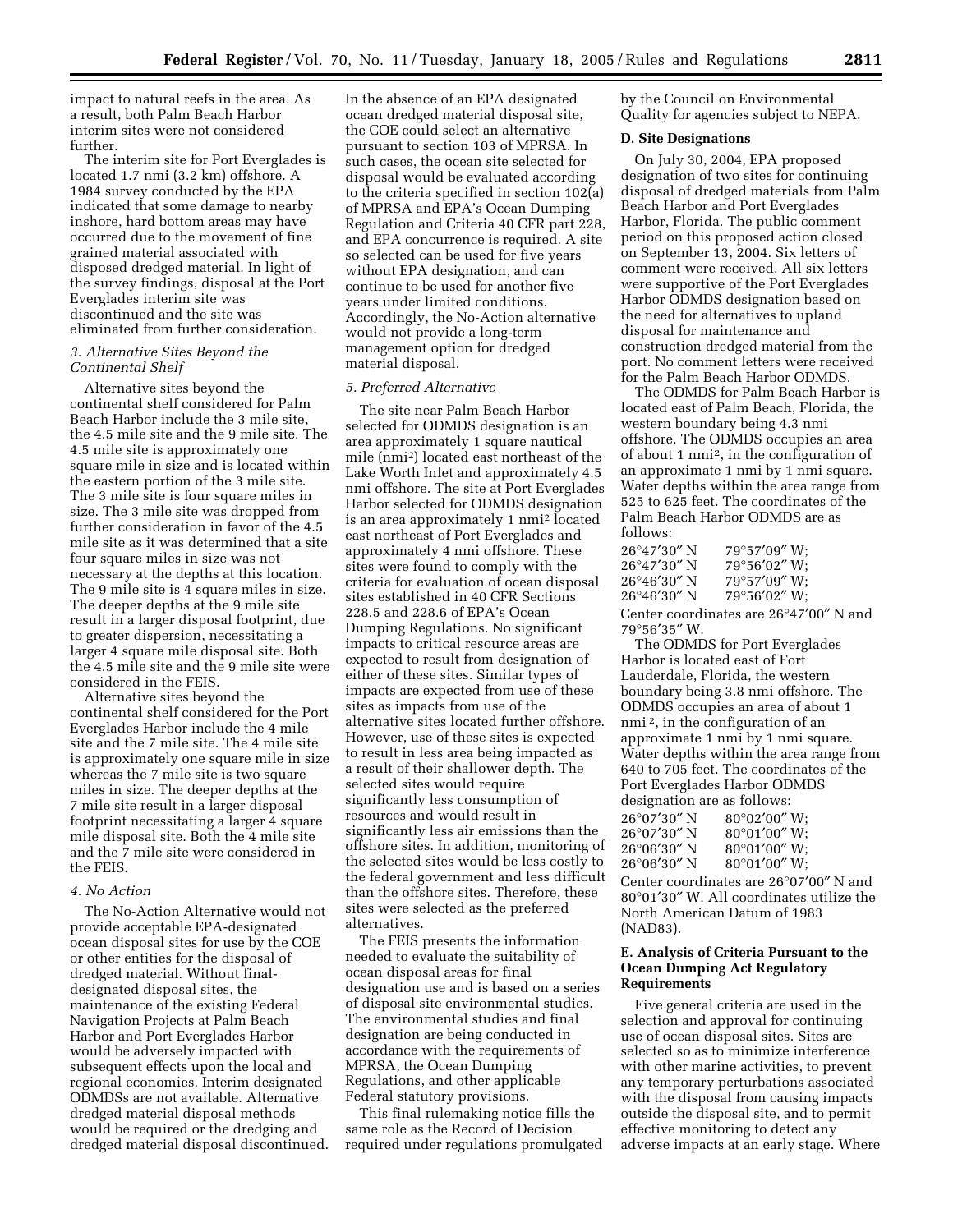impact to natural reefs in the area. As a result, both Palm Beach Harbor interim sites were not considered further.

The interim site for Port Everglades is located 1.7 nmi (3.2 km) offshore. A 1984 survey conducted by the EPA indicated that some damage to nearby inshore, hard bottom areas may have occurred due to the movement of fine grained material associated with disposed dredged material. In light of the survey findings, disposal at the Port Everglades interim site was discontinued and the site was eliminated from further consideration.

*3. Alternative Sites Beyond the Continental Shelf*

Alternative sites beyond the continental shelf considered for Palm Beach Harbor include the 3 mile site, the 4.5 mile site and the 9 mile site. The 4.5 mile site is approximately one square mile in size and is located within the eastern portion of the 3 mile site. The 3 mile site is four square miles in size. The 3 mile site was dropped from further consideration in favor of the 4.5 mile site as it was determined that a site four square miles in size was not necessary at the depths at this location. The 9 mile site is 4 square miles in size. The deeper depths at the 9 mile site result in a larger disposal footprint, due to greater dispersion, necessitating a larger 4 square mile disposal site. Both the 4.5 mile site and the 9 mile site were considered in the FEIS.

Alternative sites beyond the continental shelf considered for the Port Everglades Harbor include the 4 mile site and the 7 mile site. The 4 mile site is approximately one square mile in size whereas the 7 mile site is two square miles in size. The deeper depths at the 7 mile site result in a larger disposal footprint necessitating a larger 4 square mile disposal site. Both the 4 mile site and the 7 mile site were considered in the FEIS.

*4. No Action*

The No-Action Alternative would not provide acceptable EPA-designated ocean disposal sites for use by the COE or other entities for the disposal of dredged material. Without final-designated disposal sites, the maintenance of the existing Federal Navigation Projects at Palm Beach Harbor and Port Everglades Harbor would be adversely impacted with subsequent effects upon the local and regional economies. Interim designated ODMDSs are not available. Alternative dredged material disposal methods would be required or the dredging and dredged material disposal discontinued. In the absence of an EPA designated ocean dredged material disposal site, the COE could select an alternative pursuant to section 103 of MPRSA. In such cases, the ocean site selected for disposal would be evaluated according to the criteria specified in section 102(a) of MPRSA and EPA's Ocean Dumping Regulation and Criteria 40 CFR part 228, and EPA concurrence is required. A site so selected can be used for five years without EPA designation, and can continue to be used for another five years under limited conditions. Accordingly, the No-Action alternative would not provide a long-term management option for dredged material disposal.

*5. Preferred Alternative*

The site near Palm Beach Harbor selected for ODMDS designation is an area approximately 1 square nautical mile (nmi$^2$) located east northeast of the Lake Worth Inlet and approximately 4.5 nmi offshore. The site at Port Everglades Harbor selected for ODMDS designation is an area approximately 1 nmi$^2$ located east northeast of Port Everglades and approximately 4 nmi offshore. These sites were found to comply with the criteria for evaluation of ocean disposal sites established in 40 CFR Sections 228.5 and 228.6 of EPA's Ocean Dumping Regulations. No significant impacts to critical resource areas are expected to result from designation of either of these sites. Similar types of impacts are expected from use of these sites as impacts from use of the alternative sites located further offshore. However, use of these sites is expected to result in less area being impacted as a result of their shallower depth. The selected sites would require significantly less consumption of resources and would result in significantly less air emissions than the offshore sites. In addition, monitoring of the selected sites would be less costly to the federal government and less difficult than the offshore sites. Therefore, these sites were selected as the preferred alternatives.

The FEIS presents the information needed to evaluate the suitability of ocean disposal areas for final designation use and is based on a series of disposal site environmental studies. The environmental studies and final designation are being conducted in accordance with the requirements of MPRSA, the Ocean Dumping Regulations, and other applicable Federal statutory provisions.

This final rulemaking notice fills the same role as the Record of Decision required under regulations promulgated by the Council on Environmental Quality for agencies subject to NEPA.

**D. Site Designations**

On July 30, 2004, EPA proposed designation of two sites for continuing disposal of dredged materials from Palm Beach Harbor and Port Everglades Harbor, Florida. The public comment period on this proposed action closed on September 13, 2004. Six letters of comment were received. All six letters were supportive of the Port Everglades Harbor ODMDS designation based on the need for alternatives to upland disposal for maintenance and construction dredged material from the port. No comment letters were received for the Palm Beach Harbor ODMDS.

The ODMDS for Palm Beach Harbor is located east of Palm Beach, Florida, the western boundary being 4.3 nmi offshore. The ODMDS occupies an area of about 1 nmi$^2$, in the configuration of an approximate 1 nmi by 1 nmi square. Water depths within the area range from 525 to 625 feet. The coordinates of the Palm Beach Harbor ODMDS are as follows:

| | |
|---|---|
| 26°47′30″ N | 79°57′09″ W; |
| 26°47′30″ N | 79°56′02″ W; |
| 26°46′30″ N | 79°57′09″ W; |
| 26°46′30″ N | 79°56′02″ W; |

Center coordinates are 26°47′00″ N and 79°56′35″ W.

The ODMDS for Port Everglades Harbor is located east of Fort Lauderdale, Florida, the western boundary being 3.8 nmi offshore. The ODMDS occupies an area of about 1 nmi$^2$, in the configuration of an approximate 1 nmi by 1 nmi square. Water depths within the area range from 640 to 705 feet. The coordinates of the Port Everglades Harbor ODMDS designation are as follows:

| | |
|---|---|
| 26°07′30″ N | 80°02′00″ W; |
| 26°07′30″ N | 80°01′00″ W; |
| 26°06′30″ N | 80°01′00″ W; |
| 26°06′30″ N | 80°01′00″ W; |

Center coordinates are 26°07′00″ N and 80°01′30″ W. All coordinates utilize the North American Datum of 1983 (NAD83).

**E. Analysis of Criteria Pursuant to the Ocean Dumping Act Regulatory Requirements**

Five general criteria are used in the selection and approval for continuing use of ocean disposal sites. Sites are selected so as to minimize interference with other marine activities, to prevent any temporary perturbations associated with the disposal from causing impacts outside the disposal site, and to permit effective monitoring to detect any adverse impacts at an early stage. Where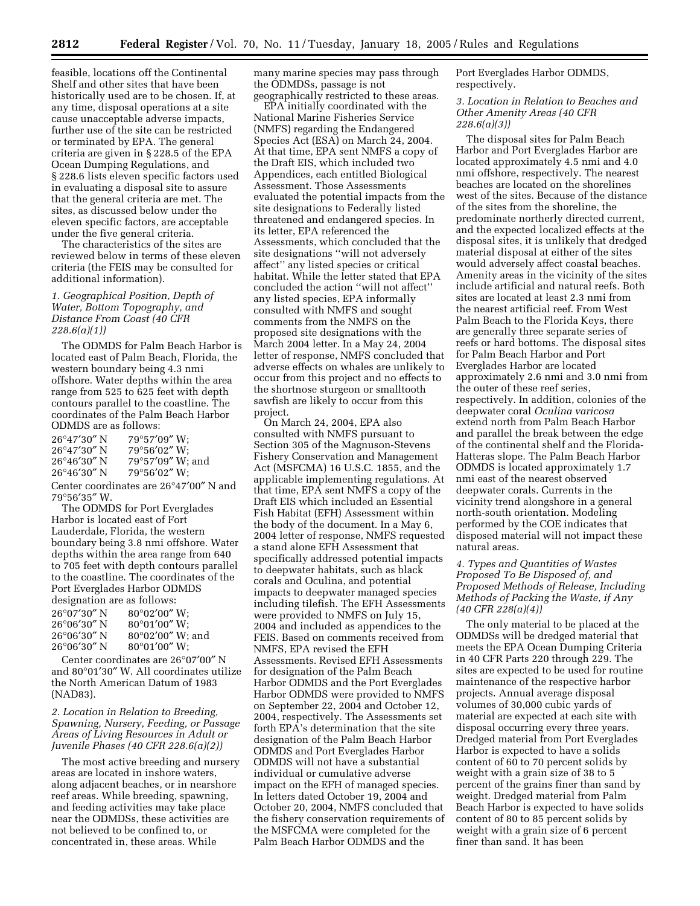feasible, locations off the Continental Shelf and other sites that have been historically used are to be chosen. If, at any time, disposal operations at a site cause unacceptable adverse impacts, further use of the site can be restricted or terminated by EPA. The general criteria are given in § 228.5 of the EPA Ocean Dumping Regulations, and § 228.6 lists eleven specific factors used in evaluating a disposal site to assure that the general criteria are met. The sites, as discussed below under the eleven specific factors, are acceptable under the five general criteria.

The characteristics of the sites are reviewed below in terms of these eleven criteria (the FEIS may be consulted for additional information).

*1. Geographical Position, Depth of Water, Bottom Topography, and Distance From Coast (40 CFR 228.6(a)(1))*

The ODMDS for Palm Beach Harbor is located east of Palm Beach, Florida, the western boundary being 4.3 nmi offshore. Water depths within the area range from 525 to 625 feet with depth contours parallel to the coastline. The coordinates of the Palm Beach Harbor ODMDS are as follows:

26°47′30″ N 79°57′09″ W;
26°47′30″ N 79°56′02″ W;
26°46′30″ N 79°57′09″ W; and
26°46′30″ N 79°56′02″ W;

Center coordinates are 26°47′00″ N and 79°56′35″ W.

The ODMDS for Port Everglades Harbor is located east of Fort Lauderdale, Florida, the western boundary being 3.8 nmi offshore. Water depths within the area range from 640 to 705 feet with depth contours parallel to the coastline. The coordinates of the Port Everglades Harbor ODMDS designation are as follows:

26°07′30″ N 80°02′00″ W;
26°06′30″ N 80°01′00″ W;
26°06′30″ N 80°02′00″ W; and
26°06′30″ N 80°01′00″ W;

Center coordinates are 26°07′00″ N and 80°01′30″ W. All coordinates utilize the North American Datum of 1983 (NAD83).

*2. Location in Relation to Breeding, Spawning, Nursery, Feeding, or Passage Areas of Living Resources in Adult or Juvenile Phases (40 CFR 228.6(a)(2))*

The most active breeding and nursery areas are located in inshore waters, along adjacent beaches, or in nearshore reef areas. While breeding, spawning, and feeding activities may take place near the ODMDSs, these activities are not believed to be confined to, or concentrated in, these areas. While many marine species may pass through the ODMDSs, passage is not geographically restricted to these areas.

EPA initially coordinated with the National Marine Fisheries Service (NMFS) regarding the Endangered Species Act (ESA) on March 24, 2004. At that time, EPA sent NMFS a copy of the Draft EIS, which included two Appendices, each entitled Biological Assessment. Those Assessments evaluated the potential impacts from the site designations to Federally listed threatened and endangered species. In its letter, EPA referenced the Assessments, which concluded that the site designations ''will not adversely affect'' any listed species or critical habitat. While the letter stated that EPA concluded the action ''will not affect'' any listed species, EPA informally consulted with NMFS and sought comments from the NMFS on the proposed site designations with the March 2004 letter. In a May 24, 2004 letter of response, NMFS concluded that adverse effects on whales are unlikely to occur from this project and no effects to the shortnose sturgeon or smalltooth sawfish are likely to occur from this project.

On March 24, 2004, EPA also consulted with NMFS pursuant to Section 305 of the Magnuson-Stevens Fishery Conservation and Management Act (MSFCMA) 16 U.S.C. 1855, and the applicable implementing regulations. At that time, EPA sent NMFS a copy of the Draft EIS which included an Essential Fish Habitat (EFH) Assessment within the body of the document. In a May 6, 2004 letter of response, NMFS requested a stand alone EFH Assessment that specifically addressed potential impacts to deepwater habitats, such as black corals and Oculina, and potential impacts to deepwater managed species including tilefish. The EFH Assessments were provided to NMFS on July 15, 2004 and included as appendices to the FEIS. Based on comments received from NMFS, EPA revised the EFH Assessments. Revised EFH Assessments for designation of the Palm Beach Harbor ODMDS and the Port Everglades Harbor ODMDS were provided to NMFS on September 22, 2004 and October 12, 2004, respectively. The Assessments set forth EPA's determination that the site designation of the Palm Beach Harbor ODMDS and Port Everglades Harbor ODMDS will not have a substantial individual or cumulative adverse impact on the EFH of managed species. In letters dated October 19, 2004 and October 20, 2004, NMFS concluded that the fishery conservation requirements of the MSFCMA were completed for the Palm Beach Harbor ODMDS and the Port Everglades Harbor ODMDS, respectively.

*3. Location in Relation to Beaches and Other Amenity Areas (40 CFR 228.6(a)(3))*

The disposal sites for Palm Beach Harbor and Port Everglades Harbor are located approximately 4.5 nmi and 4.0 nmi offshore, respectively. The nearest beaches are located on the shorelines west of the sites. Because of the distance of the sites from the shoreline, the predominate northerly directed current, and the expected localized effects at the disposal sites, it is unlikely that dredged material disposal at either of the sites would adversely affect coastal beaches. Amenity areas in the vicinity of the sites include artificial and natural reefs. Both sites are located at least 2.3 nmi from the nearest artificial reef. From West Palm Beach to the Florida Keys, there are generally three separate series of reefs or hard bottoms. The disposal sites for Palm Beach Harbor and Port Everglades Harbor are located approximately 2.6 nmi and 3.0 nmi from the outer of these reef series, respectively. In addition, colonies of the deepwater coral *Oculina varicosa* extend north from Palm Beach Harbor and parallel the break between the edge of the continental shelf and the Florida-Hatteras slope. The Palm Beach Harbor ODMDS is located approximately 1.7 nmi east of the nearest observed deepwater corals. Currents in the vicinity trend alongshore in a general north-south orientation. Modeling performed by the COE indicates that disposed material will not impact these natural areas.

*4. Types and Quantities of Wastes Proposed To Be Disposed of, and Proposed Methods of Release, Including Methods of Packing the Waste, if Any (40 CFR 228(a)(4))*

The only material to be placed at the ODMDSs will be dredged material that meets the EPA Ocean Dumping Criteria in 40 CFR Parts 220 through 229. The sites are expected to be used for routine maintenance of the respective harbor projects. Annual average disposal volumes of 30,000 cubic yards of material are expected at each site with disposal occurring every three years. Dredged material from Port Everglades Harbor is expected to have a solids content of 60 to 70 percent solids by weight with a grain size of 38 to 5 percent of the grains finer than sand by weight. Dredged material from Palm Beach Harbor is expected to have solids content of 80 to 85 percent solids by weight with a grain size of 6 percent finer than sand. It has been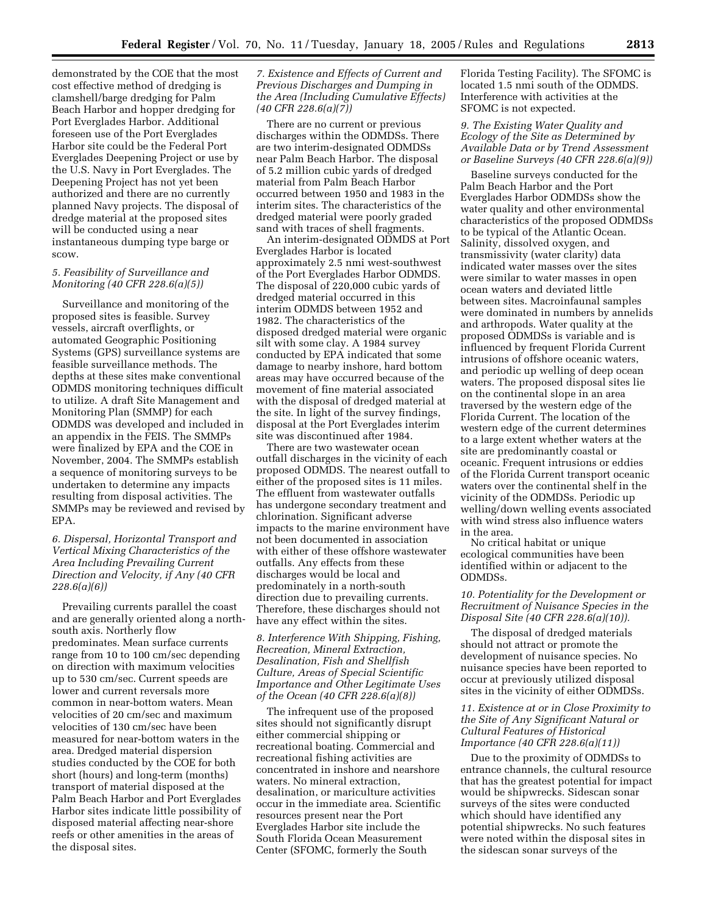demonstrated by the COE that the most cost effective method of dredging is clamshell/barge dredging for Palm Beach Harbor and hopper dredging for Port Everglades Harbor. Additional foreseen use of the Port Everglades Harbor site could be the Federal Port Everglades Deepening Project or use by the U.S. Navy in Port Everglades. The Deepening Project has not yet been authorized and there are no currently planned Navy projects. The disposal of dredge material at the proposed sites will be conducted using a near instantaneous dumping type barge or scow.

*5. Feasibility of Surveillance and Monitoring (40 CFR 228.6(a)(5))*

Surveillance and monitoring of the proposed sites is feasible. Survey vessels, aircraft overflights, or automated Geographic Positioning Systems (GPS) surveillance systems are feasible surveillance methods. The depths at these sites make conventional ODMDS monitoring techniques difficult to utilize. A draft Site Management and Monitoring Plan (SMMP) for each ODMDS was developed and included in an appendix in the FEIS. The SMMPs were finalized by EPA and the COE in November, 2004. The SMMPs establish a sequence of monitoring surveys to be undertaken to determine any impacts resulting from disposal activities. The SMMPs may be reviewed and revised by EPA.

*6. Dispersal, Horizontal Transport and Vertical Mixing Characteristics of the Area Including Prevailing Current Direction and Velocity, if Any (40 CFR 228.6(a)(6))*

Prevailing currents parallel the coast and are generally oriented along a north-south axis. Northerly flow predominates. Mean surface currents range from 10 to 100 cm/sec depending on direction with maximum velocities up to 530 cm/sec. Current speeds are lower and current reversals more common in near-bottom waters. Mean velocities of 20 cm/sec and maximum velocities of 130 cm/sec have been measured for near-bottom waters in the area. Dredged material dispersion studies conducted by the COE for both short (hours) and long-term (months) transport of material disposed at the Palm Beach Harbor and Port Everglades Harbor sites indicate little possibility of disposed material affecting near-shore reefs or other amenities in the areas of the disposal sites.

*7. Existence and Effects of Current and Previous Discharges and Dumping in the Area (Including Cumulative Effects) (40 CFR 228.6(a)(7))*

There are no current or previous discharges within the ODMDSs. There are two interim-designated ODMDSs near Palm Beach Harbor. The disposal of 5.2 million cubic yards of dredged material from Palm Beach Harbor occurred between 1950 and 1983 in the interim sites. The characteristics of the dredged material were poorly graded sand with traces of shell fragments.

An interim-designated ODMDS at Port Everglades Harbor is located approximately 2.5 nmi west-southwest of the Port Everglades Harbor ODMDS. The disposal of 220,000 cubic yards of dredged material occurred in this interim ODMDS between 1952 and 1982. The characteristics of the disposed dredged material were organic silt with some clay. A 1984 survey conducted by EPA indicated that some damage to nearby inshore, hard bottom areas may have occurred because of the movement of fine material associated with the disposal of dredged material at the site. In light of the survey findings, disposal at the Port Everglades interim site was discontinued after 1984.

There are two wastewater ocean outfall discharges in the vicinity of each proposed ODMDS. The nearest outfall to either of the proposed sites is 11 miles. The effluent from wastewater outfalls has undergone secondary treatment and chlorination. Significant adverse impacts to the marine environment have not been documented in association with either of these offshore wastewater outfalls. Any effects from these discharges would be local and predominately in a north-south direction due to prevailing currents. Therefore, these discharges should not have any effect within the sites.

*8. Interference With Shipping, Fishing, Recreation, Mineral Extraction, Desalination, Fish and Shellfish Culture, Areas of Special Scientific Importance and Other Legitimate Uses of the Ocean (40 CFR 228.6(a)(8))*

The infrequent use of the proposed sites should not significantly disrupt either commercial shipping or recreational boating. Commercial and recreational fishing activities are concentrated in inshore and nearshore waters. No mineral extraction, desalination, or mariculture activities occur in the immediate area. Scientific resources present near the Port Everglades Harbor site include the South Florida Ocean Measurement Center (SFOMC, formerly the South Florida Testing Facility). The SFOMC is located 1.5 nmi south of the ODMDS. Interference with activities at the SFOMC is not expected.

*9. The Existing Water Quality and Ecology of the Site as Determined by Available Data or by Trend Assessment or Baseline Surveys (40 CFR 228.6(a)(9))*

Baseline surveys conducted for the Palm Beach Harbor and the Port Everglades Harbor ODMDSs show the water quality and other environmental characteristics of the proposed ODMDSs to be typical of the Atlantic Ocean. Salinity, dissolved oxygen, and transmissivity (water clarity) data indicated water masses over the sites were similar to water masses in open ocean waters and deviated little between sites. Macroinfaunal samples were dominated in numbers by annelids and arthropods. Water quality at the proposed ODMDSs is variable and is influenced by frequent Florida Current intrusions of offshore oceanic waters, and periodic up welling of deep ocean waters. The proposed disposal sites lie on the continental slope in an area traversed by the western edge of the Florida Current. The location of the western edge of the current determines to a large extent whether waters at the site are predominantly coastal or oceanic. Frequent intrusions or eddies of the Florida Current transport oceanic waters over the continental shelf in the vicinity of the ODMDSs. Periodic up welling/down welling events associated with wind stress also influence waters in the area.

No critical habitat or unique ecological communities have been identified within or adjacent to the ODMDSs.

*10. Potentiality for the Development or Recruitment of Nuisance Species in the Disposal Site (40 CFR 228.6(a)(10)).*

The disposal of dredged materials should not attract or promote the development of nuisance species. No nuisance species have been reported to occur at previously utilized disposal sites in the vicinity of either ODMDSs.

*11. Existence at or in Close Proximity to the Site of Any Significant Natural or Cultural Features of Historical Importance (40 CFR 228.6(a)(11))*

Due to the proximity of ODMDSs to entrance channels, the cultural resource that has the greatest potential for impact would be shipwrecks. Sidescan sonar surveys of the sites were conducted which should have identified any potential shipwrecks. No such features were noted within the disposal sites in the sidescan sonar surveys of the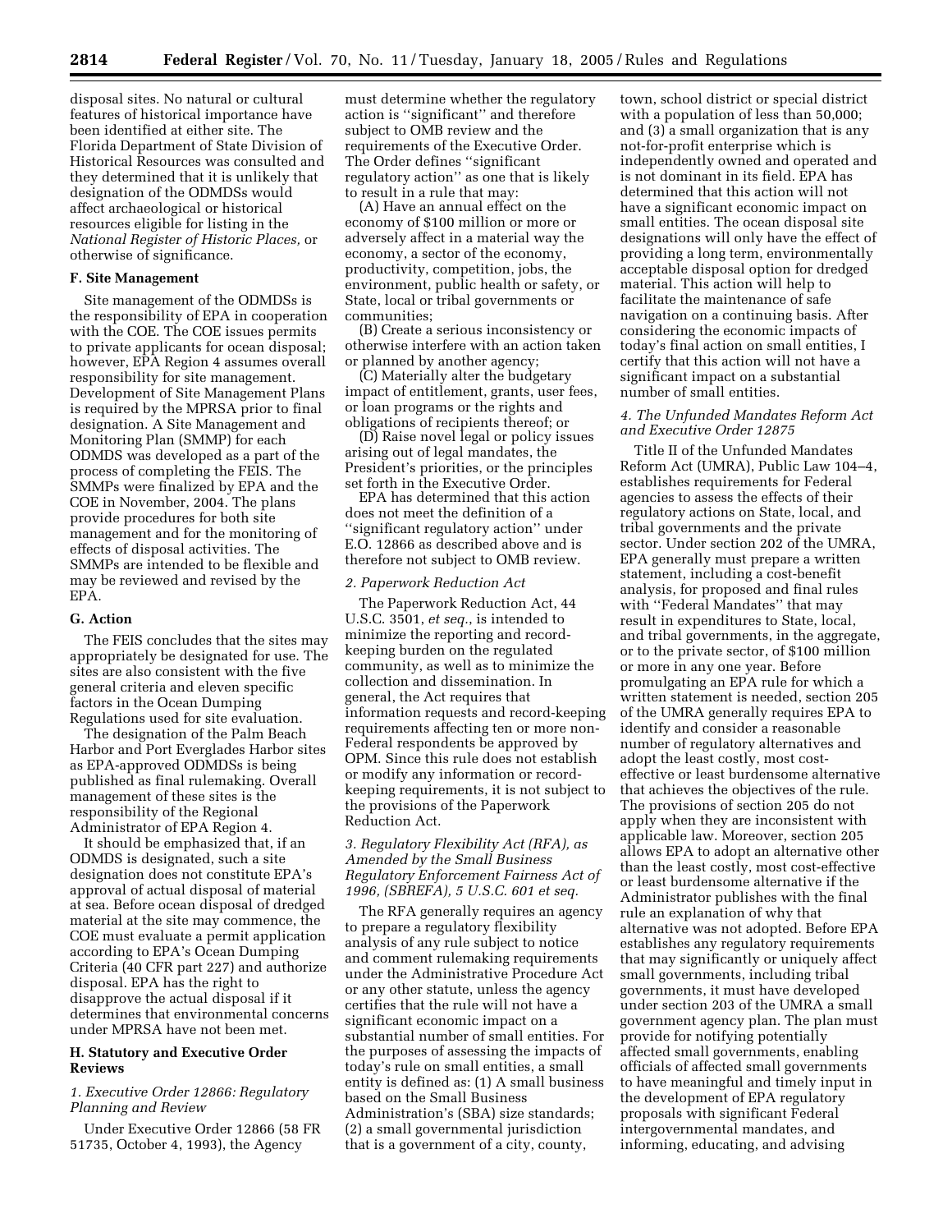disposal sites. No natural or cultural features of historical importance have been identified at either site. The Florida Department of State Division of Historical Resources was consulted and they determined that it is unlikely that designation of the ODMDSs would affect archaeological or historical resources eligible for listing in the *National Register of Historic Places,* or otherwise of significance.

### F. Site Management

Site management of the ODMDSs is the responsibility of EPA in cooperation with the COE. The COE issues permits to private applicants for ocean disposal; however, EPA Region 4 assumes overall responsibility for site management. Development of Site Management Plans is required by the MPRSA prior to final designation. A Site Management and Monitoring Plan (SMMP) for each ODMDS was developed as a part of the process of completing the FEIS. The SMMPs were finalized by EPA and the COE in November, 2004. The plans provide procedures for both site management and for the monitoring of effects of disposal activities. The SMMPs are intended to be flexible and may be reviewed and revised by the EPA.

### G. Action

The FEIS concludes that the sites may appropriately be designated for use. The sites are also consistent with the five general criteria and eleven specific factors in the Ocean Dumping Regulations used for site evaluation.

The designation of the Palm Beach Harbor and Port Everglades Harbor sites as EPA-approved ODMDSs is being published as final rulemaking. Overall management of these sites is the responsibility of the Regional Administrator of EPA Region 4.

It should be emphasized that, if an ODMDS is designated, such a site designation does not constitute EPA's approval of actual disposal of material at sea. Before ocean disposal of dredged material at the site may commence, the COE must evaluate a permit application according to EPA's Ocean Dumping Criteria (40 CFR part 227) and authorize disposal. EPA has the right to disapprove the actual disposal if it determines that environmental concerns under MPRSA have not been met.

### H. Statutory and Executive Order Reviews

#### *1. Executive Order 12866: Regulatory Planning and Review*

Under Executive Order 12866 (58 FR 51735, October 4, 1993), the Agency must determine whether the regulatory action is ''significant'' and therefore subject to OMB review and the requirements of the Executive Order. The Order defines ''significant regulatory action'' as one that is likely to result in a rule that may:

(A) Have an annual effect on the economy of $100 million or more or adversely affect in a material way the economy, a sector of the economy, productivity, competition, jobs, the environment, public health or safety, or State, local or tribal governments or communities;

(B) Create a serious inconsistency or otherwise interfere with an action taken or planned by another agency;

(C) Materially alter the budgetary impact of entitlement, grants, user fees, or loan programs or the rights and obligations of recipients thereof; or

(D) Raise novel legal or policy issues arising out of legal mandates, the President's priorities, or the principles set forth in the Executive Order.

EPA has determined that this action does not meet the definition of a ''significant regulatory action'' under E.O. 12866 as described above and is therefore not subject to OMB review.

#### *2. Paperwork Reduction Act*

The Paperwork Reduction Act, 44 U.S.C. 3501, *et seq.*, is intended to minimize the reporting and record-keeping burden on the regulated community, as well as to minimize the collection and dissemination. In general, the Act requires that information requests and record-keeping requirements affecting ten or more non-Federal respondents be approved by OPM. Since this rule does not establish or modify any information or record-keeping requirements, it is not subject to the provisions of the Paperwork Reduction Act.

#### *3. Regulatory Flexibility Act (RFA), as Amended by the Small Business Regulatory Enforcement Fairness Act of 1996, (SBREFA), 5 U.S.C. 601 et seq.*

The RFA generally requires an agency to prepare a regulatory flexibility analysis of any rule subject to notice and comment rulemaking requirements under the Administrative Procedure Act or any other statute, unless the agency certifies that the rule will not have a significant economic impact on a substantial number of small entities. For the purposes of assessing the impacts of today's rule on small entities, a small entity is defined as: (1) A small business based on the Small Business Administration's (SBA) size standards; (2) a small governmental jurisdiction that is a government of a city, county, town, school district or special district with a population of less than 50,000; and (3) a small organization that is any not-for-profit enterprise which is independently owned and operated and is not dominant in its field. EPA has determined that this action will not have a significant economic impact on small entities. The ocean disposal site designations will only have the effect of providing a long term, environmentally acceptable disposal option for dredged material. This action will help to facilitate the maintenance of safe navigation on a continuing basis. After considering the economic impacts of today's final action on small entities, I certify that this action will not have a significant impact on a substantial number of small entities.

#### *4. The Unfunded Mandates Reform Act and Executive Order 12875*

Title II of the Unfunded Mandates Reform Act (UMRA), Public Law 104–4, establishes requirements for Federal agencies to assess the effects of their regulatory actions on State, local, and tribal governments and the private sector. Under section 202 of the UMRA, EPA generally must prepare a written statement, including a cost-benefit analysis, for proposed and final rules with ''Federal Mandates'' that may result in expenditures to State, local, and tribal governments, in the aggregate, or to the private sector, of $100 million or more in any one year. Before promulgating an EPA rule for which a written statement is needed, section 205 of the UMRA generally requires EPA to identify and consider a reasonable number of regulatory alternatives and adopt the least costly, most cost-effective or least burdensome alternative that achieves the objectives of the rule. The provisions of section 205 do not apply when they are inconsistent with applicable law. Moreover, section 205 allows EPA to adopt an alternative other than the least costly, most cost-effective or least burdensome alternative if the Administrator publishes with the final rule an explanation of why that alternative was not adopted. Before EPA establishes any regulatory requirements that may significantly or uniquely affect small governments, including tribal governments, it must have developed under section 203 of the UMRA a small government agency plan. The plan must provide for notifying potentially affected small governments, enabling officials of affected small governments to have meaningful and timely input in the development of EPA regulatory proposals with significant Federal intergovernmental mandates, and informing, educating, and advising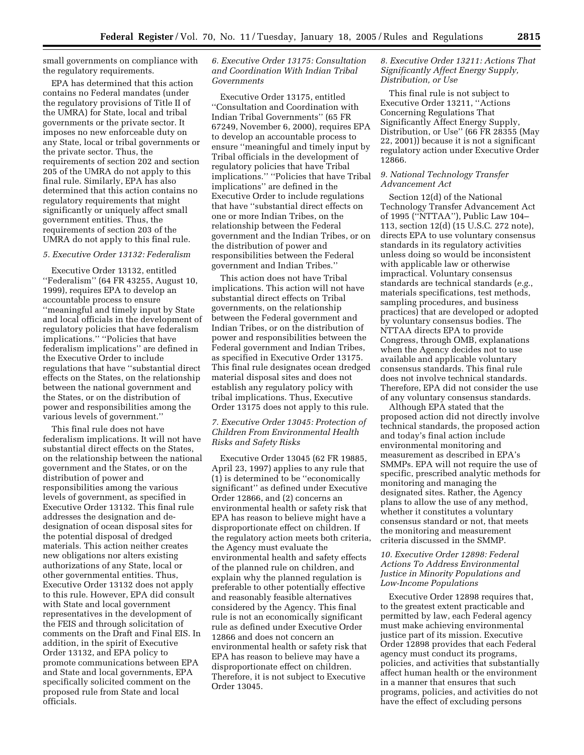small governments on compliance with the regulatory requirements.

EPA has determined that this action contains no Federal mandates (under the regulatory provisions of Title II of the UMRA) for State, local and tribal governments or the private sector. It imposes no new enforceable duty on any State, local or tribal governments or the private sector. Thus, the requirements of section 202 and section 205 of the UMRA do not apply to this final rule. Similarly, EPA has also determined that this action contains no regulatory requirements that might significantly or uniquely affect small government entities. Thus, the requirements of section 203 of the UMRA do not apply to this final rule.

### *5. Executive Order 13132: Federalism*

Executive Order 13132, entitled ''Federalism'' (64 FR 43255, August 10, 1999), requires EPA to develop an accountable process to ensure ''meaningful and timely input by State and local officials in the development of regulatory policies that have federalism implications.'' ''Policies that have federalism implications'' are defined in the Executive Order to include regulations that have ''substantial direct effects on the States, on the relationship between the national government and the States, or on the distribution of power and responsibilities among the various levels of government.''

This final rule does not have federalism implications. It will not have substantial direct effects on the States, on the relationship between the national government and the States, or on the distribution of power and responsibilities among the various levels of government, as specified in Executive Order 13132. This final rule addresses the designation and de-designation of ocean disposal sites for the potential disposal of dredged materials. This action neither creates new obligations nor alters existing authorizations of any State, local or other governmental entities. Thus, Executive Order 13132 does not apply to this rule. However, EPA did consult with State and local government representatives in the development of the FEIS and through solicitation of comments on the Draft and Final EIS. In addition, in the spirit of Executive Order 13132, and EPA policy to promote communications between EPA and State and local governments, EPA specifically solicited comment on the proposed rule from State and local officials.

### *6. Executive Order 13175: Consultation and Coordination With Indian Tribal Governments*

Executive Order 13175, entitled ''Consultation and Coordination with Indian Tribal Governments'' (65 FR 67249, November 6, 2000), requires EPA to develop an accountable process to ensure ''meaningful and timely input by Tribal officials in the development of regulatory policies that have Tribal implications.'' ''Policies that have Tribal implications'' are defined in the Executive Order to include regulations that have ''substantial direct effects on one or more Indian Tribes, on the relationship between the Federal government and the Indian Tribes, or on the distribution of power and responsibilities between the Federal government and Indian Tribes.''

This action does not have Tribal implications. This action will not have substantial direct effects on Tribal governments, on the relationship between the Federal government and Indian Tribes, or on the distribution of power and responsibilities between the Federal government and Indian Tribes, as specified in Executive Order 13175. This final rule designates ocean dredged material disposal sites and does not establish any regulatory policy with tribal implications. Thus, Executive Order 13175 does not apply to this rule.

### *7. Executive Order 13045: Protection of Children From Environmental Health Risks and Safety Risks*

Executive Order 13045 (62 FR 19885, April 23, 1997) applies to any rule that (1) is determined to be ''economically significant'' as defined under Executive Order 12866, and (2) concerns an environmental health or safety risk that EPA has reason to believe might have a disproportionate effect on children. If the regulatory action meets both criteria, the Agency must evaluate the environmental health and safety effects of the planned rule on children, and explain why the planned regulation is preferable to other potentially effective and reasonably feasible alternatives considered by the Agency. This final rule is not an economically significant rule as defined under Executive Order 12866 and does not concern an environmental health or safety risk that EPA has reason to believe may have a disproportionate effect on children. Therefore, it is not subject to Executive Order 13045.

### *8. Executive Order 13211: Actions That Significantly Affect Energy Supply, Distribution, or Use*

This final rule is not subject to Executive Order 13211, ''Actions Concerning Regulations That Significantly Affect Energy Supply, Distribution, or Use'' (66 FR 28355 (May 22, 2001)) because it is not a significant regulatory action under Executive Order 12866.

### *9. National Technology Transfer Advancement Act*

Section 12(d) of the National Technology Transfer Advancement Act of 1995 (''NTTAA''), Public Law 104–113, section 12(d) (15 U.S.C. 272 note), directs EPA to use voluntary consensus standards in its regulatory activities unless doing so would be inconsistent with applicable law or otherwise impractical. Voluntary consensus standards are technical standards (*e.g.*, materials specifications, test methods, sampling procedures, and business practices) that are developed or adopted by voluntary consensus bodies. The NTTAA directs EPA to provide Congress, through OMB, explanations when the Agency decides not to use available and applicable voluntary consensus standards. This final rule does not involve technical standards. Therefore, EPA did not consider the use of any voluntary consensus standards.

Although EPA stated that the proposed action did not directly involve technical standards, the proposed action and today's final action include environmental monitoring and measurement as described in EPA's SMMPs. EPA will not require the use of specific, prescribed analytic methods for monitoring and managing the designated sites. Rather, the Agency plans to allow the use of any method, whether it constitutes a voluntary consensus standard or not, that meets the monitoring and measurement criteria discussed in the SMMP.

### *10. Executive Order 12898: Federal Actions To Address Environmental Justice in Minority Populations and Low-Income Populations*

Executive Order 12898 requires that, to the greatest extent practicable and permitted by law, each Federal agency must make achieving environmental justice part of its mission. Executive Order 12898 provides that each Federal agency must conduct its programs, policies, and activities that substantially affect human health or the environment in a manner that ensures that such programs, policies, and activities do not have the effect of excluding persons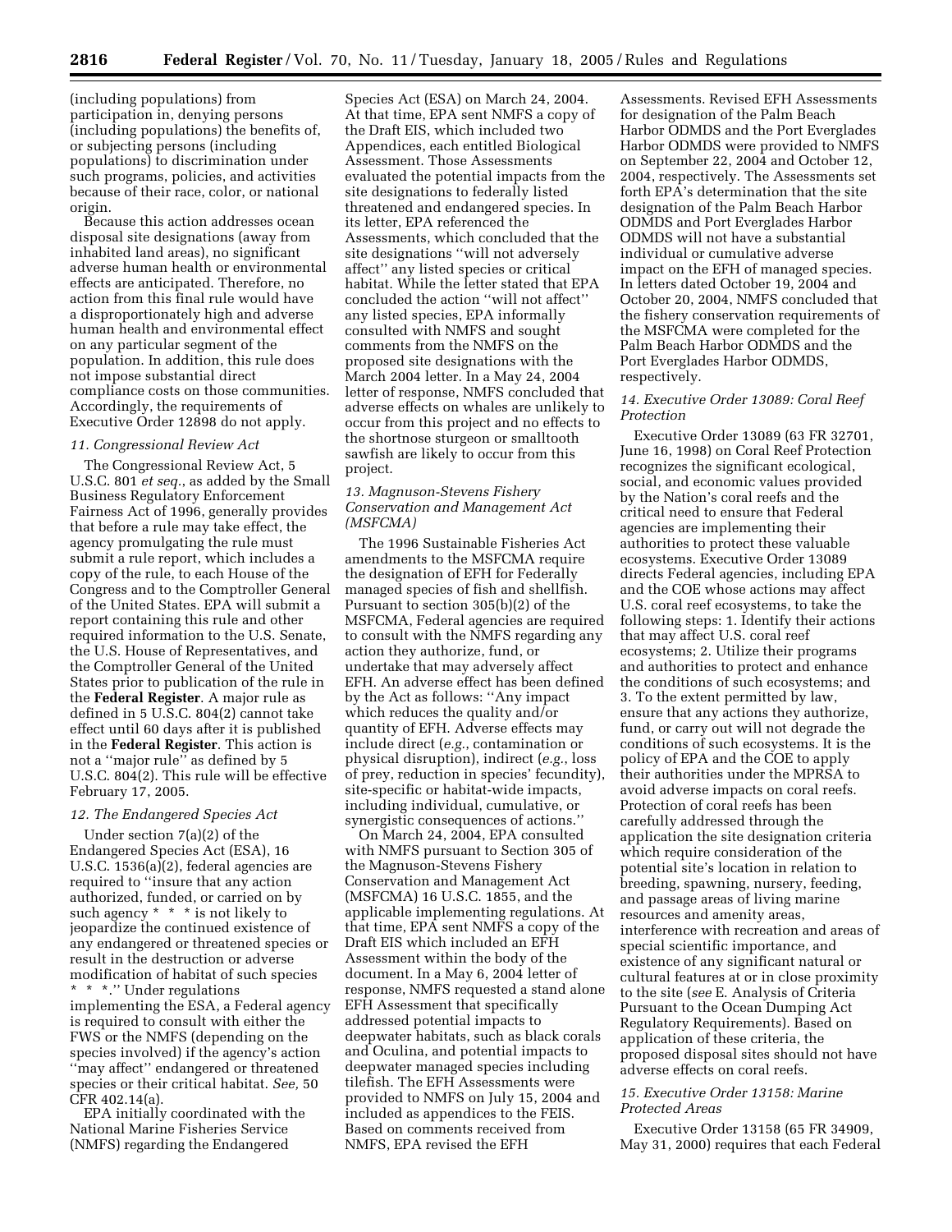(including populations) from participation in, denying persons (including populations) the benefits of, or subjecting persons (including populations) to discrimination under such programs, policies, and activities because of their race, color, or national origin.

Because this action addresses ocean disposal site designations (away from inhabited land areas), no significant adverse human health or environmental effects are anticipated. Therefore, no action from this final rule would have a disproportionately high and adverse human health and environmental effect on any particular segment of the population. In addition, this rule does not impose substantial direct compliance costs on those communities. Accordingly, the requirements of Executive Order 12898 do not apply.

#### *11. Congressional Review Act*

The Congressional Review Act, 5 U.S.C. 801 *et seq.*, as added by the Small Business Regulatory Enforcement Fairness Act of 1996, generally provides that before a rule may take effect, the agency promulgating the rule must submit a rule report, which includes a copy of the rule, to each House of the Congress and to the Comptroller General of the United States. EPA will submit a report containing this rule and other required information to the U.S. Senate, the U.S. House of Representatives, and the Comptroller General of the United States prior to publication of the rule in the **Federal Register**. A major rule as defined in 5 U.S.C. 804(2) cannot take effect until 60 days after it is published in the **Federal Register**. This action is not a ''major rule'' as defined by 5 U.S.C. 804(2). This rule will be effective February 17, 2005.

#### *12. The Endangered Species Act*

Under section 7(a)(2) of the Endangered Species Act (ESA), 16 U.S.C. 1536(a)(2), federal agencies are required to ''insure that any action authorized, funded, or carried on by such agency * * * is not likely to jeopardize the continued existence of any endangered or threatened species or result in the destruction or adverse modification of habitat of such species * * *.'' Under regulations implementing the ESA, a Federal agency is required to consult with either the FWS or the NMFS (depending on the species involved) if the agency's action ''may affect'' endangered or threatened species or their critical habitat. *See,* 50 CFR 402.14(a).

EPA initially coordinated with the National Marine Fisheries Service (NMFS) regarding the Endangered Species Act (ESA) on March 24, 2004. At that time, EPA sent NMFS a copy of the Draft EIS, which included two Appendices, each entitled Biological Assessment. Those Assessments evaluated the potential impacts from the site designations to federally listed threatened and endangered species. In its letter, EPA referenced the Assessments, which concluded that the site designations ''will not adversely affect'' any listed species or critical habitat. While the letter stated that EPA concluded the action ''will not affect'' any listed species, EPA informally consulted with NMFS and sought comments from the NMFS on the proposed site designations with the March 2004 letter. In a May 24, 2004 letter of response, NMFS concluded that adverse effects on whales are unlikely to occur from this project and no effects to the shortnose sturgeon or smalltooth sawfish are likely to occur from this project.

#### *13. Magnuson-Stevens Fishery Conservation and Management Act (MSFCMA)*

The 1996 Sustainable Fisheries Act amendments to the MSFCMA require the designation of EFH for Federally managed species of fish and shellfish. Pursuant to section 305(b)(2) of the MSFCMA, Federal agencies are required to consult with the NMFS regarding any action they authorize, fund, or undertake that may adversely affect EFH. An adverse effect has been defined by the Act as follows: ''Any impact which reduces the quality and/or quantity of EFH. Adverse effects may include direct (*e.g.*, contamination or physical disruption), indirect (*e.g.*, loss of prey, reduction in species' fecundity), site-specific or habitat-wide impacts, including individual, cumulative, or synergistic consequences of actions.''

On March 24, 2004, EPA consulted with NMFS pursuant to Section 305 of the Magnuson-Stevens Fishery Conservation and Management Act (MSFCMA) 16 U.S.C. 1855, and the applicable implementing regulations. At that time, EPA sent NMFS a copy of the Draft EIS which included an EFH Assessment within the body of the document. In a May 6, 2004 letter of response, NMFS requested a stand alone EFH Assessment that specifically addressed potential impacts to deepwater habitats, such as black corals and Oculina, and potential impacts to deepwater managed species including tilefish. The EFH Assessments were provided to NMFS on July 15, 2004 and included as appendices to the FEIS. Based on comments received from NMFS, EPA revised the EFH Assessments. Revised EFH Assessments for designation of the Palm Beach Harbor ODMDS and the Port Everglades Harbor ODMDS were provided to NMFS on September 22, 2004 and October 12, 2004, respectively. The Assessments set forth EPA's determination that the site designation of the Palm Beach Harbor ODMDS and Port Everglades Harbor ODMDS will not have a substantial individual or cumulative adverse impact on the EFH of managed species. In letters dated October 19, 2004 and October 20, 2004, NMFS concluded that the fishery conservation requirements of the MSFCMA were completed for the Palm Beach Harbor ODMDS and the Port Everglades Harbor ODMDS, respectively.

#### *14. Executive Order 13089: Coral Reef Protection*

Executive Order 13089 (63 FR 32701, June 16, 1998) on Coral Reef Protection recognizes the significant ecological, social, and economic values provided by the Nation's coral reefs and the critical need to ensure that Federal agencies are implementing their authorities to protect these valuable ecosystems. Executive Order 13089 directs Federal agencies, including EPA and the COE whose actions may affect U.S. coral reef ecosystems, to take the following steps: 1. Identify their actions that may affect U.S. coral reef ecosystems; 2. Utilize their programs and authorities to protect and enhance the conditions of such ecosystems; and 3. To the extent permitted by law, ensure that any actions they authorize, fund, or carry out will not degrade the conditions of such ecosystems. It is the policy of EPA and the COE to apply their authorities under the MPRSA to avoid adverse impacts on coral reefs. Protection of coral reefs has been carefully addressed through the application the site designation criteria which require consideration of the potential site's location in relation to breeding, spawning, nursery, feeding, and passage areas of living marine resources and amenity areas, interference with recreation and areas of special scientific importance, and existence of any significant natural or cultural features at or in close proximity to the site (*see* E. Analysis of Criteria Pursuant to the Ocean Dumping Act Regulatory Requirements). Based on application of these criteria, the proposed disposal sites should not have adverse effects on coral reefs.

#### *15. Executive Order 13158: Marine Protected Areas*

Executive Order 13158 (65 FR 34909, May 31, 2000) requires that each Federal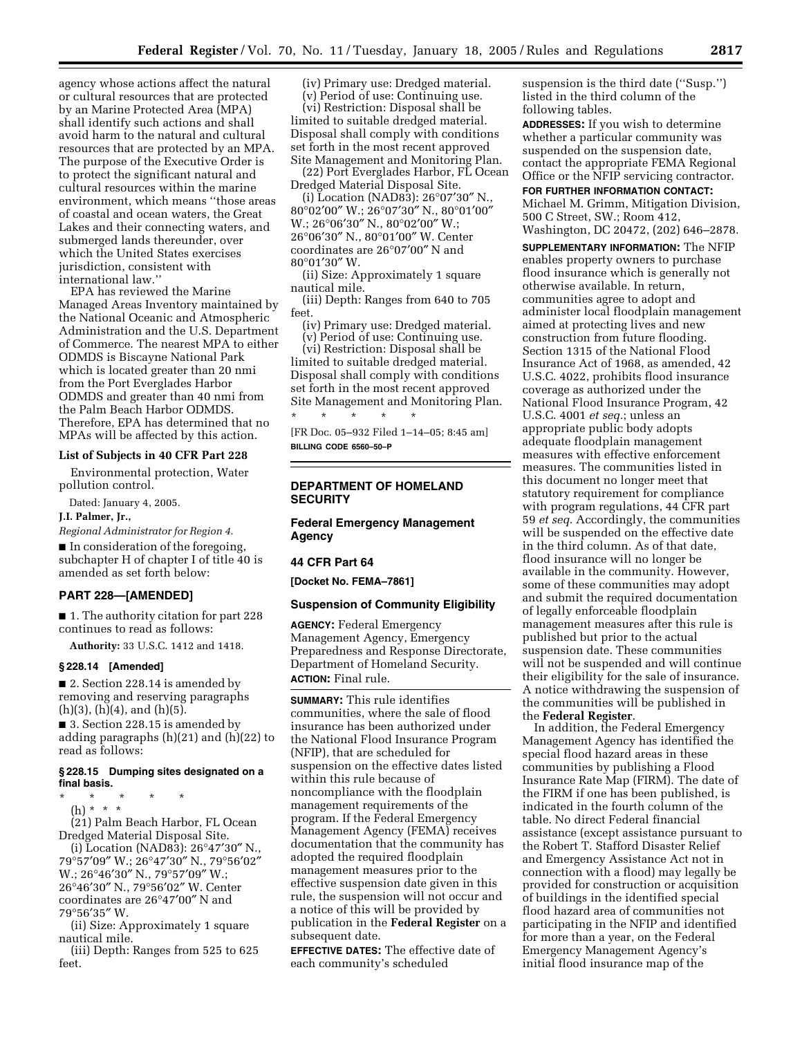agency whose actions affect the natural or cultural resources that are protected by an Marine Protected Area (MPA) shall identify such actions and shall avoid harm to the natural and cultural resources that are protected by an MPA. The purpose of the Executive Order is to protect the significant natural and cultural resources within the marine environment, which means ''those areas of coastal and ocean waters, the Great Lakes and their connecting waters, and submerged lands thereunder, over which the United States exercises jurisdiction, consistent with international law.''

EPA has reviewed the Marine Managed Areas Inventory maintained by the National Oceanic and Atmospheric Administration and the U.S. Department of Commerce. The nearest MPA to either ODMDS is Biscayne National Park which is located greater than 20 nmi from the Port Everglades Harbor ODMDS and greater than 40 nmi from the Palm Beach Harbor ODMDS. Therefore, EPA has determined that no MPAs will be affected by this action.

### List of Subjects in 40 CFR Part 228

Environmental protection, Water pollution control.

Dated: January 4, 2005.

**J.I. Palmer, Jr.,**

*Regional Administrator for Region 4.*

■ In consideration of the foregoing, subchapter H of chapter I of title 40 is amended as set forth below:

## PART 228—[AMENDED]

■ 1. The authority citation for part 228 continues to read as follows:

**Authority:** 33 U.S.C. 1412 and 1418.

### § 228.14 [Amended]

■ 2. Section 228.14 is amended by removing and reserving paragraphs (h)(3), (h)(4), and (h)(5).

■ 3. Section 228.15 is amended by adding paragraphs (h)(21) and (h)(22) to read as follows:

### § 228.15 Dumping sites designated on a final basis.

\* \* \* \* \*

(h) \* \* \*

(21) Palm Beach Harbor, FL Ocean Dredged Material Disposal Site.

(i) Location (NAD83): 26°47′30″ N., 79°57′09″ W.; 26°47′30″ N., 79°56′02″ W.; 26°46′30″ N., 79°57′09″ W.; 26°46′30″ N., 79°56′02″ W. Center coordinates are 26°47′00″ N and 79°56′35″ W.

(ii) Size: Approximately 1 square nautical mile.

(iii) Depth: Ranges from 525 to 625 feet.

(iv) Primary use: Dredged material.

(v) Period of use: Continuing use.

(vi) Restriction: Disposal shall be limited to suitable dredged material. Disposal shall comply with conditions set forth in the most recent approved Site Management and Monitoring Plan.

(22) Port Everglades Harbor, FL Ocean Dredged Material Disposal Site.

(i) Location (NAD83): 26°07′30″ N., 80°02′00″ W.; 26°07′30″ N., 80°01′00″ W.; 26°06′30″ N., 80°02′00″ W.; 26°06′30″ N., 80°01′00″ W. Center coordinates are 26°07′00″ N and 80°01′30″ W.

(ii) Size: Approximately 1 square nautical mile.

(iii) Depth: Ranges from 640 to 705 feet.

(iv) Primary use: Dredged material.

(v) Period of use: Continuing use.

(vi) Restriction: Disposal shall be limited to suitable dredged material. Disposal shall comply with conditions set forth in the most recent approved Site Management and Monitoring Plan.

\* \* \* \* \*

[FR Doc. 05–932 Filed 1–14–05; 8:45 am]

**BILLING CODE 6560–50–P**

## DEPARTMENT OF HOMELAND SECURITY

### Federal Emergency Management Agency

### 44 CFR Part 64

**[Docket No. FEMA–7861]**

### Suspension of Community Eligibility

**AGENCY:** Federal Emergency Management Agency, Emergency Preparedness and Response Directorate, Department of Homeland Security.

**ACTION:** Final rule.

**SUMMARY:** This rule identifies communities, where the sale of flood insurance has been authorized under the National Flood Insurance Program (NFIP), that are scheduled for suspension on the effective dates listed within this rule because of noncompliance with the floodplain management requirements of the program. If the Federal Emergency Management Agency (FEMA) receives documentation that the community has adopted the required floodplain management measures prior to the effective suspension date given in this rule, the suspension will not occur and a notice of this will be provided by publication in the **Federal Register** on a subsequent date.

**EFFECTIVE DATES:** The effective date of each community's scheduled suspension is the third date (''Susp.'') listed in the third column of the following tables.

**ADDRESSES:** If you wish to determine whether a particular community was suspended on the suspension date, contact the appropriate FEMA Regional Office or the NFIP servicing contractor.

**FOR FURTHER INFORMATION CONTACT:** Michael M. Grimm, Mitigation Division, 500 C Street, SW.; Room 412, Washington, DC 20472, (202) 646–2878.

**SUPPLEMENTARY INFORMATION:** The NFIP enables property owners to purchase flood insurance which is generally not otherwise available. In return, communities agree to adopt and administer local floodplain management aimed at protecting lives and new construction from future flooding. Section 1315 of the National Flood Insurance Act of 1968, as amended, 42 U.S.C. 4022, prohibits flood insurance coverage as authorized under the National Flood Insurance Program, 42 U.S.C. 4001 *et seq.*; unless an appropriate public body adopts adequate floodplain management measures with effective enforcement measures. The communities listed in this document no longer meet that statutory requirement for compliance with program regulations, 44 CFR part 59 *et seq.* Accordingly, the communities will be suspended on the effective date in the third column. As of that date, flood insurance will no longer be available in the community. However, some of these communities may adopt and submit the required documentation of legally enforceable floodplain management measures after this rule is published but prior to the actual suspension date. These communities will not be suspended and will continue their eligibility for the sale of insurance. A notice withdrawing the suspension of the communities will be published in the **Federal Register**.

In addition, the Federal Emergency Management Agency has identified the special flood hazard areas in these communities by publishing a Flood Insurance Rate Map (FIRM). The date of the FIRM if one has been published, is indicated in the fourth column of the table. No direct Federal financial assistance (except assistance pursuant to the Robert T. Stafford Disaster Relief and Emergency Assistance Act not in connection with a flood) may legally be provided for construction or acquisition of buildings in the identified special flood hazard area of communities not participating in the NFIP and identified for more than a year, on the Federal Emergency Management Agency's initial flood insurance map of the